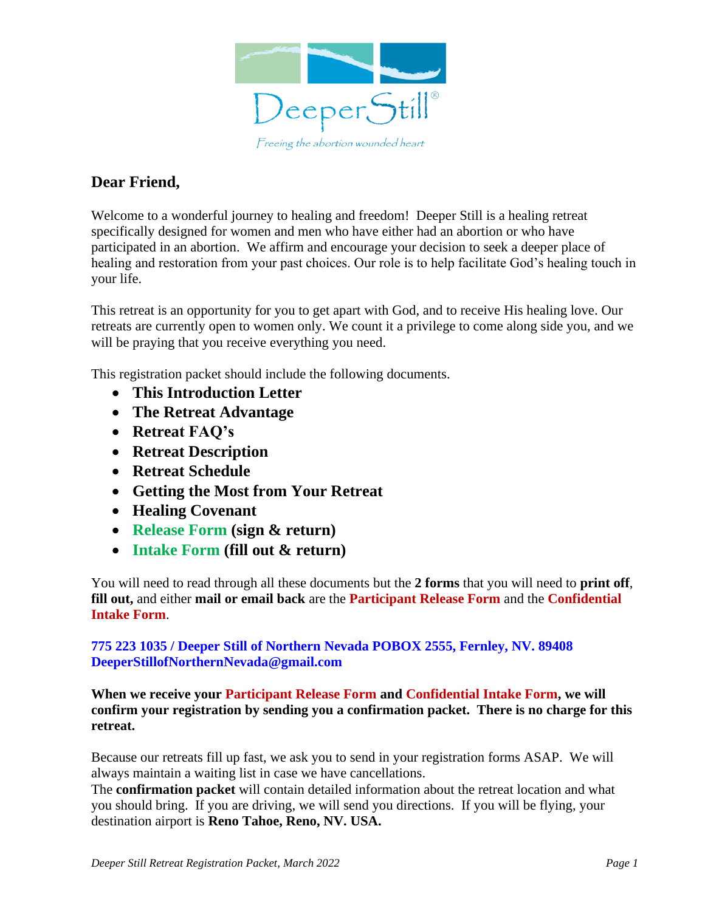DeeperStill®

*Freeing the abortion wounded heart*

## Dear Friend,

Welcome to a wonderful journey to healing and freedom! Deeper Still is a healing retreat specifically designed for women and men who have either had an abortion or who have participated in an abortion. We affirm and encourage your decision to seek a deeper place of healing and restoration from your past choices. Our role is to help facilitate God's healing touch in your life.

This retreat is an opportunity for you to get apart with God, and to receive His healing love. Our retreats are currently open to women only. We count it a privilege to come along side you, and we will be praying that you receive everything you need.

This registration packet should include the following documents.

- **This Introduction Letter**
- **The Retreat Advantage**
- **Retreat FAQ's**
- **Retreat Description**
- **Retreat Schedule**
- **Getting the Most from Your Retreat**
- **Healing Covenant**
- **Release Form (sign & return)**
- **Intake Form (fill out & return)**

You will need to read through all these documents but the **2 forms** that you will need to **print off**, **fill out,** and either **mail or email back** are the **Participant Release Form** and the **Confidential Intake Form**.

**775 223 1035 / Deeper Still of Northern Nevada POBOX 2555, Fernley, NV. 89408**
**DeeperStillofNorthernNevada@gmail.com**

**When we receive your Participant Release Form and Confidential Intake Form, we will confirm your registration by sending you a confirmation packet. There is no charge for this retreat.**

Because our retreats fill up fast, we ask you to send in your registration forms ASAP. We will always maintain a waiting list in case we have cancellations.
The **confirmation packet** will contain detailed information about the retreat location and what you should bring. If you are driving, we will send you directions. If you will be flying, your destination airport is **Reno Tahoe, Reno, NV. USA.**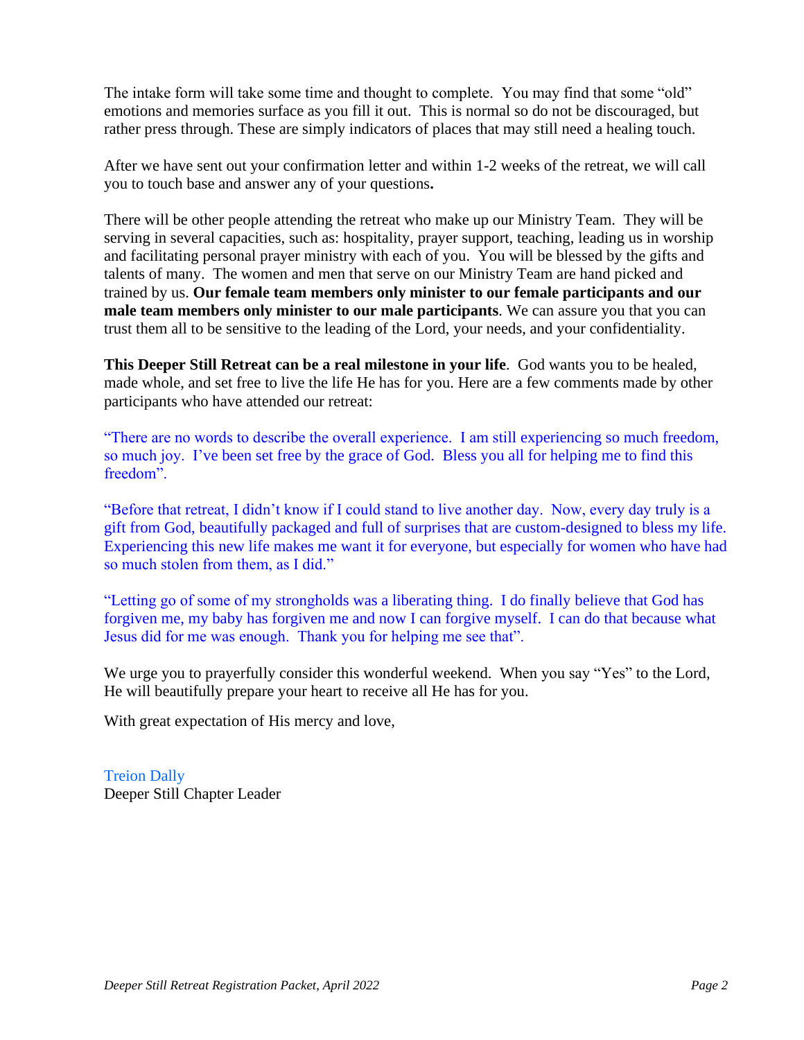The intake form will take some time and thought to complete. You may find that some "old" emotions and memories surface as you fill it out. This is normal so do not be discouraged, but rather press through. These are simply indicators of places that may still need a healing touch.

After we have sent out your confirmation letter and within 1-2 weeks of the retreat, we will call you to touch base and answer any of your questions**.**

There will be other people attending the retreat who make up our Ministry Team. They will be serving in several capacities, such as: hospitality, prayer support, teaching, leading us in worship and facilitating personal prayer ministry with each of you. You will be blessed by the gifts and talents of many. The women and men that serve on our Ministry Team are hand picked and trained by us. **Our female team members only minister to our female participants and our male team members only minister to our male participants**. We can assure you that you can trust them all to be sensitive to the leading of the Lord, your needs, and your confidentiality.

**This Deeper Still Retreat can be a real milestone in your life**. God wants you to be healed, made whole, and set free to live the life He has for you. Here are a few comments made by other participants who have attended our retreat:

"There are no words to describe the overall experience. I am still experiencing so much freedom, so much joy. I've been set free by the grace of God. Bless you all for helping me to find this freedom".

"Before that retreat, I didn't know if I could stand to live another day. Now, every day truly is a gift from God, beautifully packaged and full of surprises that are custom-designed to bless my life. Experiencing this new life makes me want it for everyone, but especially for women who have had so much stolen from them, as I did."

"Letting go of some of my strongholds was a liberating thing. I do finally believe that God has forgiven me, my baby has forgiven me and now I can forgive myself. I can do that because what Jesus did for me was enough. Thank you for helping me see that".

We urge you to prayerfully consider this wonderful weekend. When you say "Yes" to the Lord, He will beautifully prepare your heart to receive all He has for you.

With great expectation of His mercy and love,

Treion Dally
Deeper Still Chapter Leader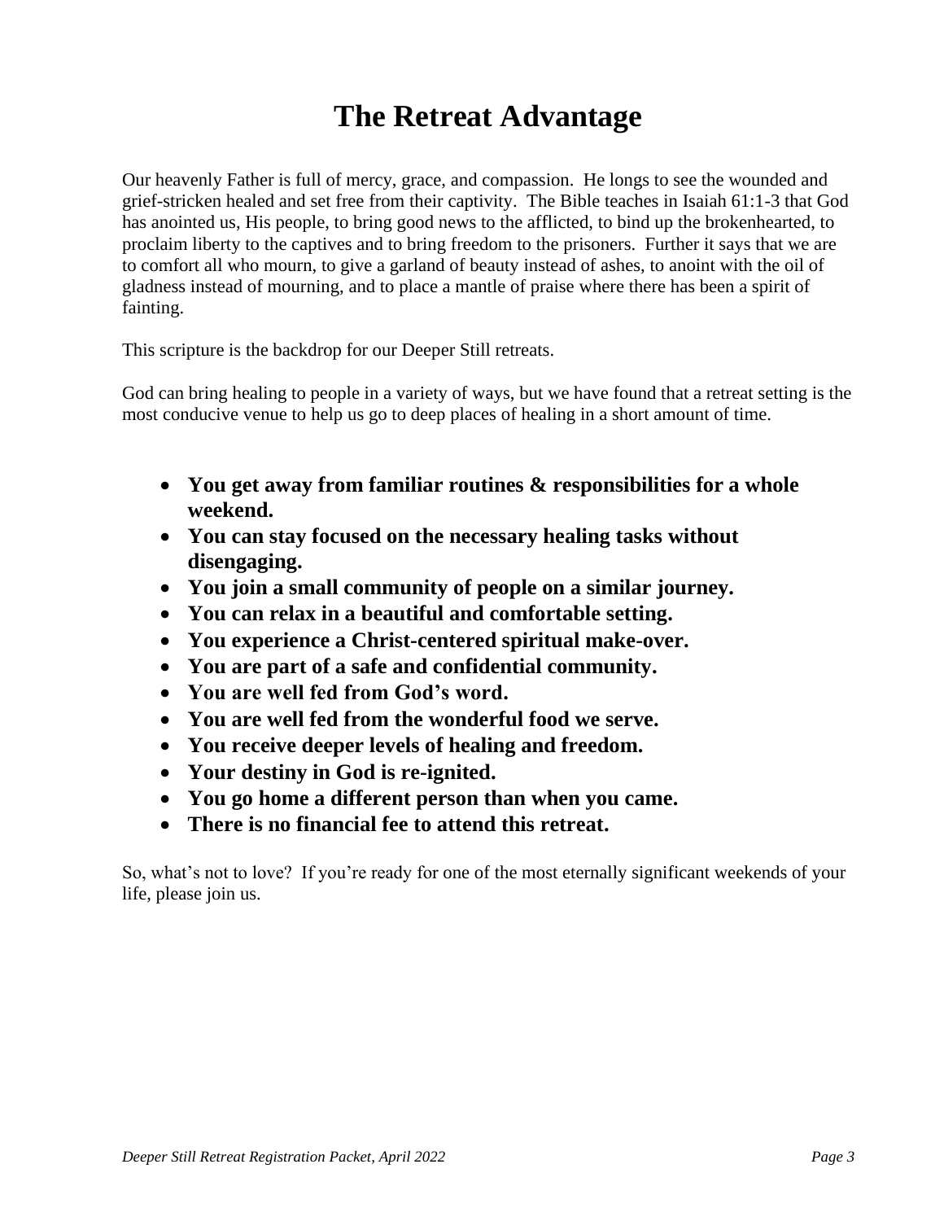# The Retreat Advantage

Our heavenly Father is full of mercy, grace, and compassion. He longs to see the wounded and grief-stricken healed and set free from their captivity. The Bible teaches in Isaiah 61:1-3 that God has anointed us, His people, to bring good news to the afflicted, to bind up the brokenhearted, to proclaim liberty to the captives and to bring freedom to the prisoners. Further it says that we are to comfort all who mourn, to give a garland of beauty instead of ashes, to anoint with the oil of gladness instead of mourning, and to place a mantle of praise where there has been a spirit of fainting.

This scripture is the backdrop for our Deeper Still retreats.

God can bring healing to people in a variety of ways, but we have found that a retreat setting is the most conducive venue to help us go to deep places of healing in a short amount of time.

- **You get away from familiar routines & responsibilities for a whole weekend.**
- **You can stay focused on the necessary healing tasks without disengaging.**
- **You join a small community of people on a similar journey.**
- **You can relax in a beautiful and comfortable setting.**
- **You experience a Christ-centered spiritual make-over.**
- **You are part of a safe and confidential community.**
- **You are well fed from God's word.**
- **You are well fed from the wonderful food we serve.**
- **You receive deeper levels of healing and freedom.**
- **Your destiny in God is re-ignited.**
- **You go home a different person than when you came.**
- **There is no financial fee to attend this retreat.**

So, what's not to love? If you're ready for one of the most eternally significant weekends of your life, please join us.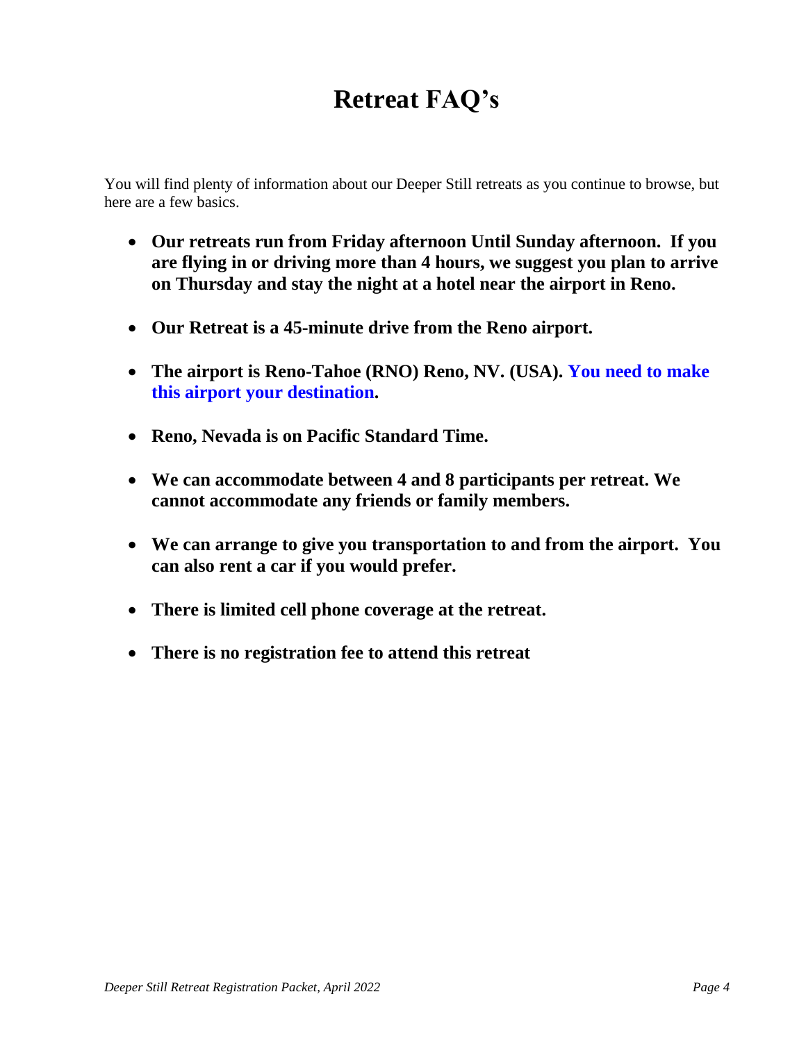# Retreat FAQ's

You will find plenty of information about our Deeper Still retreats as you continue to browse, but here are a few basics.

- **Our retreats run from Friday afternoon Until Sunday afternoon. If you are flying in or driving more than 4 hours, we suggest you plan to arrive on Thursday and stay the night at a hotel near the airport in Reno.**
- **Our Retreat is a 45-minute drive from the Reno airport.**
- **The airport is Reno-Tahoe (RNO) Reno, NV. (USA). You need to make this airport your destination.**
- **Reno, Nevada is on Pacific Standard Time.**
- **We can accommodate between 4 and 8 participants per retreat. We cannot accommodate any friends or family members.**
- **We can arrange to give you transportation to and from the airport. You can also rent a car if you would prefer.**
- **There is limited cell phone coverage at the retreat.**
- **There is no registration fee to attend this retreat**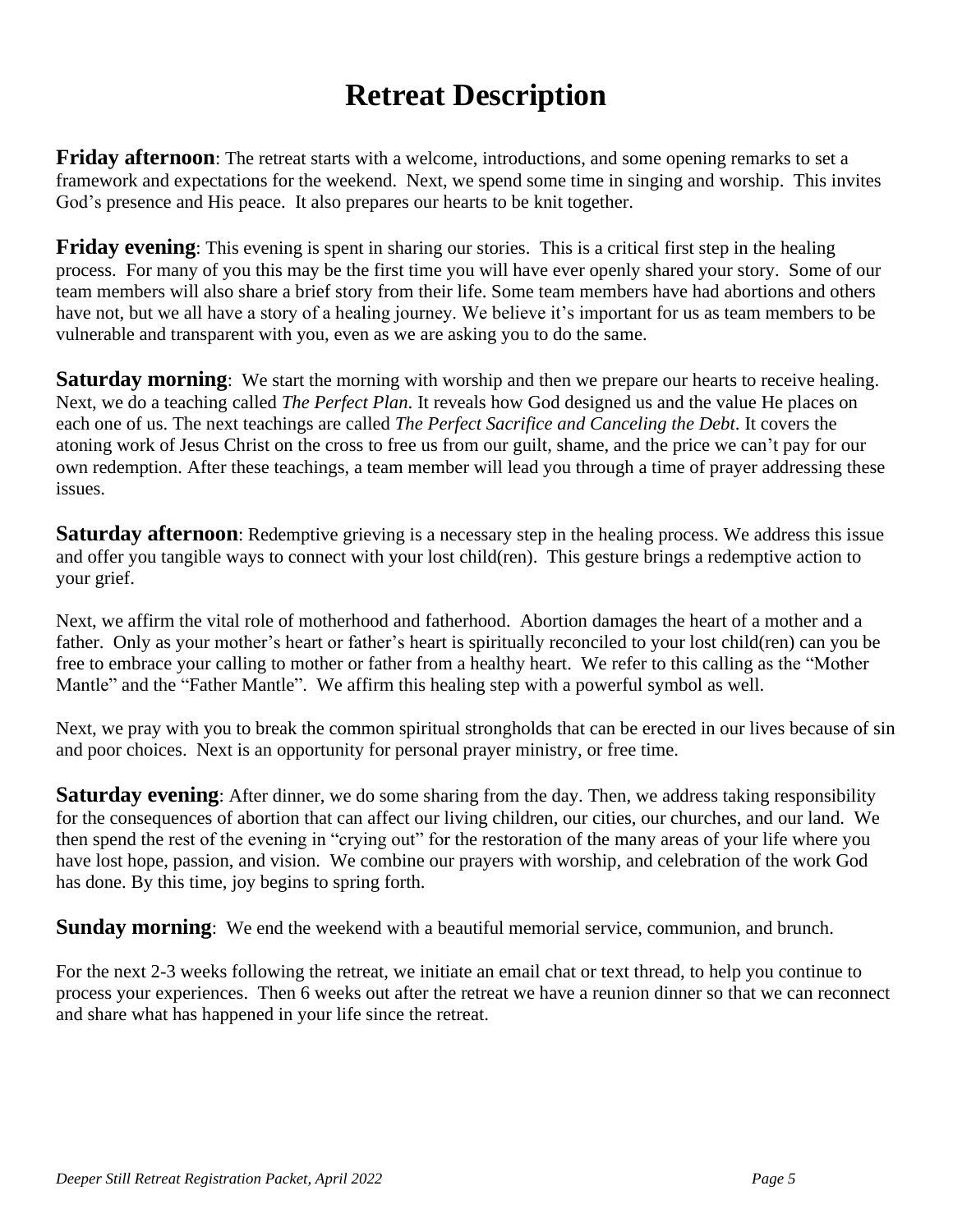# Retreat Description

**Friday afternoon**: The retreat starts with a welcome, introductions, and some opening remarks to set a framework and expectations for the weekend. Next, we spend some time in singing and worship. This invites God's presence and His peace. It also prepares our hearts to be knit together.

**Friday evening**: This evening is spent in sharing our stories. This is a critical first step in the healing process. For many of you this may be the first time you will have ever openly shared your story. Some of our team members will also share a brief story from their life. Some team members have had abortions and others have not, but we all have a story of a healing journey. We believe it's important for us as team members to be vulnerable and transparent with you, even as we are asking you to do the same.

**Saturday morning**: We start the morning with worship and then we prepare our hearts to receive healing. Next, we do a teaching called *The Perfect Plan*. It reveals how God designed us and the value He places on each one of us. The next teachings are called *The Perfect Sacrifice and Canceling the Debt*. It covers the atoning work of Jesus Christ on the cross to free us from our guilt, shame, and the price we can't pay for our own redemption. After these teachings, a team member will lead you through a time of prayer addressing these issues.

**Saturday afternoon**: Redemptive grieving is a necessary step in the healing process. We address this issue and offer you tangible ways to connect with your lost child(ren). This gesture brings a redemptive action to your grief.

Next, we affirm the vital role of motherhood and fatherhood. Abortion damages the heart of a mother and a father. Only as your mother's heart or father's heart is spiritually reconciled to your lost child(ren) can you be free to embrace your calling to mother or father from a healthy heart. We refer to this calling as the "Mother Mantle" and the "Father Mantle". We affirm this healing step with a powerful symbol as well.

Next, we pray with you to break the common spiritual strongholds that can be erected in our lives because of sin and poor choices. Next is an opportunity for personal prayer ministry, or free time.

**Saturday evening**: After dinner, we do some sharing from the day. Then, we address taking responsibility for the consequences of abortion that can affect our living children, our cities, our churches, and our land. We then spend the rest of the evening in "crying out" for the restoration of the many areas of your life where you have lost hope, passion, and vision. We combine our prayers with worship, and celebration of the work God has done. By this time, joy begins to spring forth.

**Sunday morning**: We end the weekend with a beautiful memorial service, communion, and brunch.

For the next 2-3 weeks following the retreat, we initiate an email chat or text thread, to help you continue to process your experiences. Then 6 weeks out after the retreat we have a reunion dinner so that we can reconnect and share what has happened in your life since the retreat.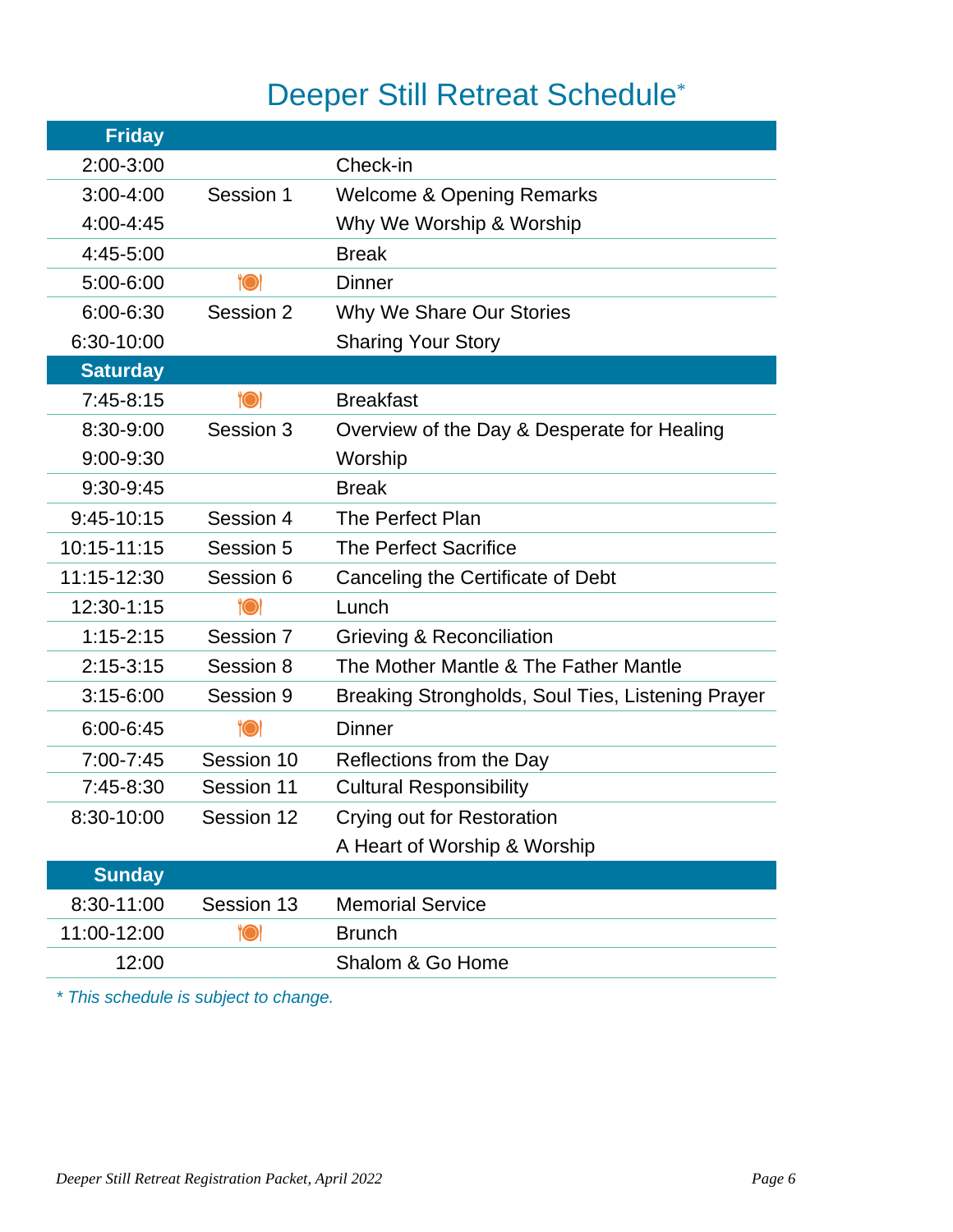# Deeper Still Retreat Schedule*

| **Friday** | | |
|---|---|---|
| 2:00-3:00 | | Check-in |
| 3:00-4:00 | Session 1 | Welcome & Opening Remarks |
| 4:00-4:45 | | Why We Worship & Worship |
| 4:45-5:00 | | Break |
| 5:00-6:00 | 🍽 | Dinner |
| 6:00-6:30 | Session 2 | Why We Share Our Stories |
| 6:30-10:00 | | Sharing Your Story |
| **Saturday** | | |
| 7:45-8:15 | 🍽 | Breakfast |
| 8:30-9:00 | Session 3 | Overview of the Day & Desperate for Healing |
| 9:00-9:30 | | Worship |
| 9:30-9:45 | | Break |
| 9:45-10:15 | Session 4 | The Perfect Plan |
| 10:15-11:15 | Session 5 | The Perfect Sacrifice |
| 11:15-12:30 | Session 6 | Canceling the Certificate of Debt |
| 12:30-1:15 | 🍽 | Lunch |
| 1:15-2:15 | Session 7 | Grieving & Reconciliation |
| 2:15-3:15 | Session 8 | The Mother Mantle & The Father Mantle |
| 3:15-6:00 | Session 9 | Breaking Strongholds, Soul Ties, Listening Prayer |
| 6:00-6:45 | 🍽 | Dinner |
| 7:00-7:45 | Session 10 | Reflections from the Day |
| 7:45-8:30 | Session 11 | Cultural Responsibility |
| 8:30-10:00 | Session 12 | Crying out for Restoration |
| | | A Heart of Worship & Worship |
| **Sunday** | | |
| 8:30-11:00 | Session 13 | Memorial Service |
| 11:00-12:00 | 🍽 | Brunch |
| 12:00 | | Shalom & Go Home |

*\* This schedule is subject to change.*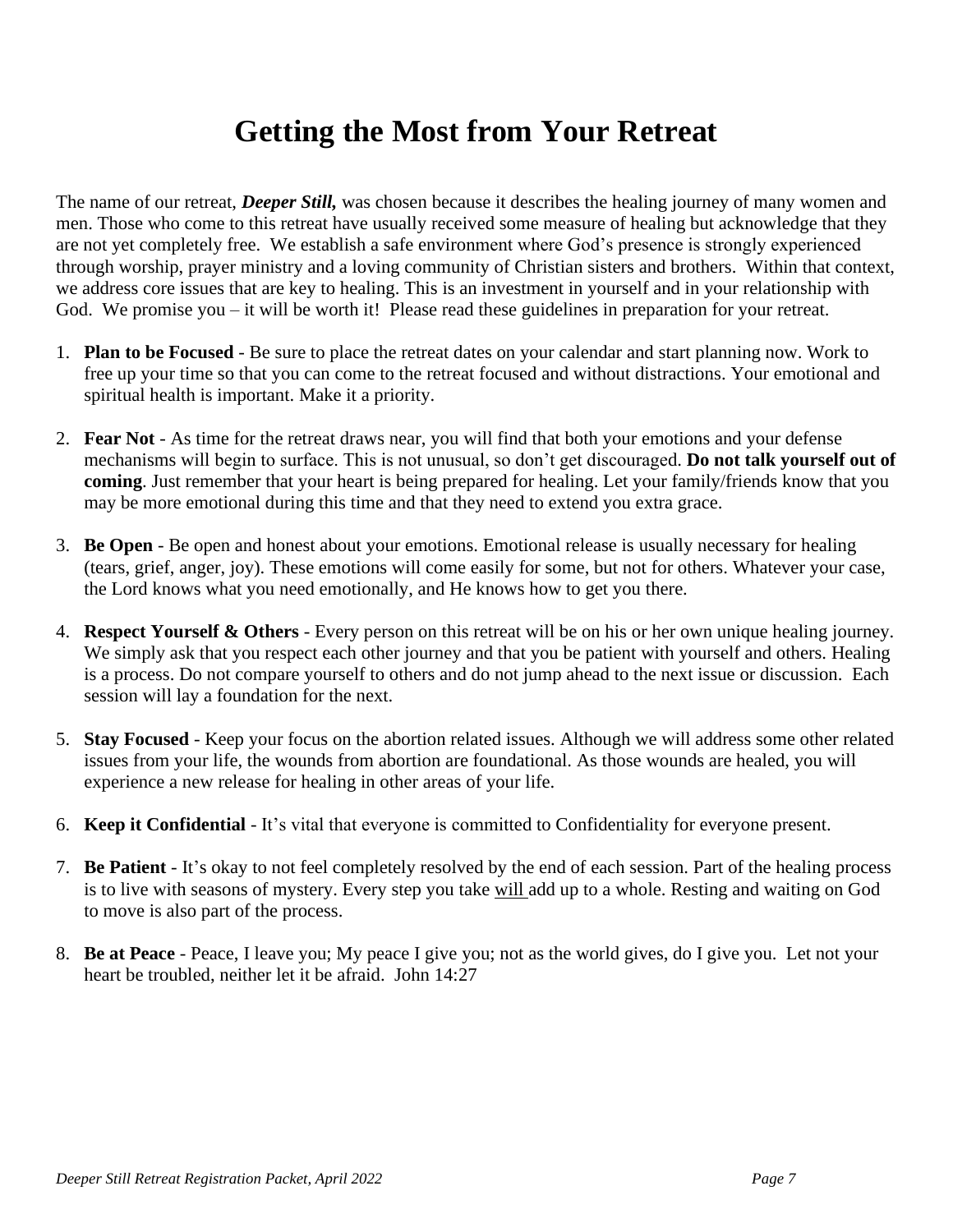# Getting the Most from Your Retreat

The name of our retreat, ***Deeper Still,*** was chosen because it describes the healing journey of many women and men. Those who come to this retreat have usually received some measure of healing but acknowledge that they are not yet completely free. We establish a safe environment where God's presence is strongly experienced through worship, prayer ministry and a loving community of Christian sisters and brothers. Within that context, we address core issues that are key to healing. This is an investment in yourself and in your relationship with God. We promise you – it will be worth it! Please read these guidelines in preparation for your retreat.

1. **Plan to be Focused** - Be sure to place the retreat dates on your calendar and start planning now. Work to free up your time so that you can come to the retreat focused and without distractions. Your emotional and spiritual health is important. Make it a priority.

2. **Fear Not** - As time for the retreat draws near, you will find that both your emotions and your defense mechanisms will begin to surface. This is not unusual, so don't get discouraged. **Do not talk yourself out of coming**. Just remember that your heart is being prepared for healing. Let your family/friends know that you may be more emotional during this time and that they need to extend you extra grace.

3. **Be Open** - Be open and honest about your emotions. Emotional release is usually necessary for healing (tears, grief, anger, joy). These emotions will come easily for some, but not for others. Whatever your case, the Lord knows what you need emotionally, and He knows how to get you there.

4. **Respect Yourself & Others** - Every person on this retreat will be on his or her own unique healing journey. We simply ask that you respect each other journey and that you be patient with yourself and others. Healing is a process. Do not compare yourself to others and do not jump ahead to the next issue or discussion. Each session will lay a foundation for the next.

5. **Stay Focused** - Keep your focus on the abortion related issues. Although we will address some other related issues from your life, the wounds from abortion are foundational. As those wounds are healed, you will experience a new release for healing in other areas of your life.

6. **Keep it Confidential** - It's vital that everyone is committed to Confidentiality for everyone present.

7. **Be Patient** - It's okay to not feel completely resolved by the end of each session. Part of the healing process is to live with seasons of mystery. Every step you take <u>will</u> add up to a whole. Resting and waiting on God to move is also part of the process.

8. **Be at Peace** - Peace, I leave you; My peace I give you; not as the world gives, do I give you. Let not your heart be troubled, neither let it be afraid. John 14:27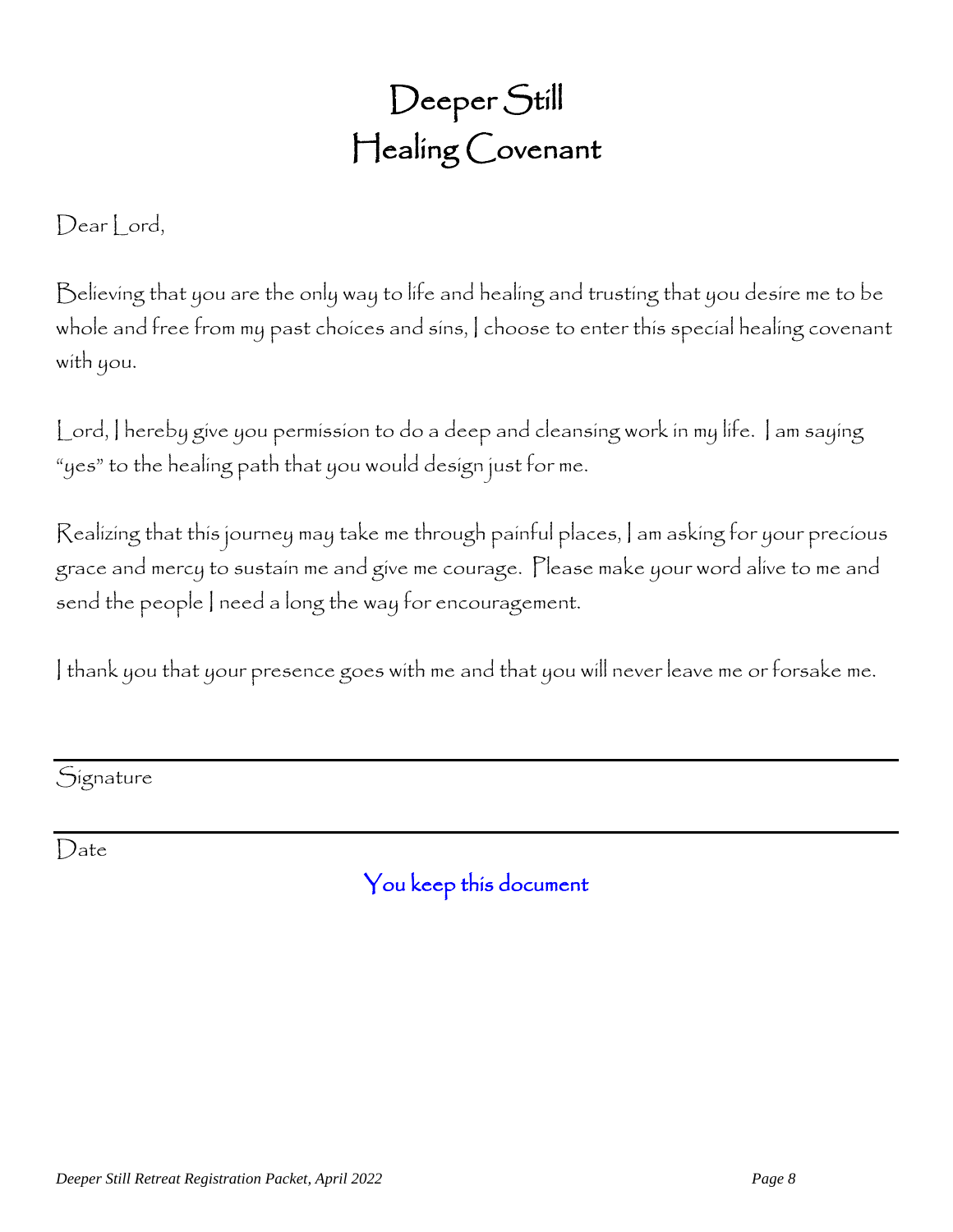# Deeper Still
# Healing Covenant

Dear Lord,

Believing that you are the only way to life and healing and trusting that you desire me to be whole and free from my past choices and sins, I choose to enter this special healing covenant with you.

Lord, I hereby give you permission to do a deep and cleansing work in my life. I am saying "yes" to the healing path that you would design just for me.

Realizing that this journey may take me through painful places, I am asking for your precious grace and mercy to sustain me and give me courage. Please make your word alive to me and send the people I need a long the way for encouragement.

I thank you that your presence goes with me and that you will never leave me or forsake me.

Signature

Date

You keep this document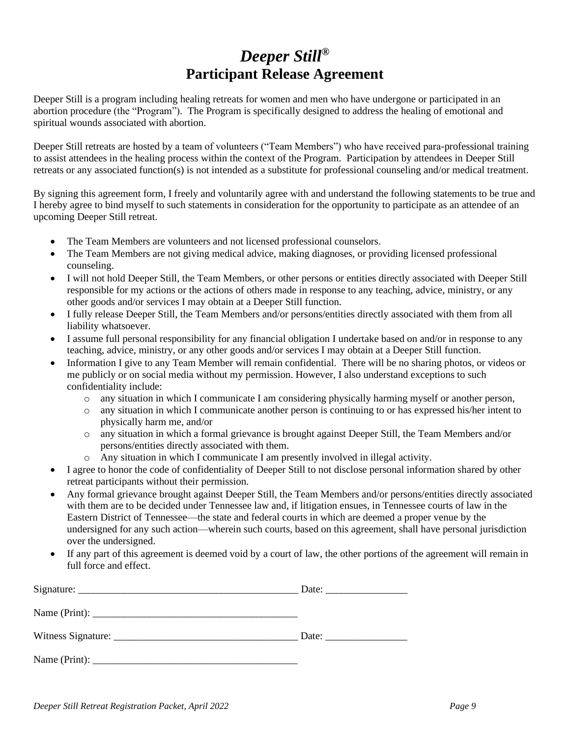# *Deeper Still®*
# Participant Release Agreement

Deeper Still is a program including healing retreats for women and men who have undergone or participated in an abortion procedure (the "Program"). The Program is specifically designed to address the healing of emotional and spiritual wounds associated with abortion.

Deeper Still retreats are hosted by a team of volunteers ("Team Members") who have received para-professional training to assist attendees in the healing process within the context of the Program. Participation by attendees in Deeper Still retreats or any associated function(s) is not intended as a substitute for professional counseling and/or medical treatment.

By signing this agreement form, I freely and voluntarily agree with and understand the following statements to be true and I hereby agree to bind myself to such statements in consideration for the opportunity to participate as an attendee of an upcoming Deeper Still retreat.

- The Team Members are volunteers and not licensed professional counselors.
- The Team Members are not giving medical advice, making diagnoses, or providing licensed professional counseling.
- I will not hold Deeper Still, the Team Members, or other persons or entities directly associated with Deeper Still responsible for my actions or the actions of others made in response to any teaching, advice, ministry, or any other goods and/or services I may obtain at a Deeper Still function.
- I fully release Deeper Still, the Team Members and/or persons/entities directly associated with them from all liability whatsoever.
- I assume full personal responsibility for any financial obligation I undertake based on and/or in response to any teaching, advice, ministry, or any other goods and/or services I may obtain at a Deeper Still function.
- Information I give to any Team Member will remain confidential. There will be no sharing photos, or videos or me publicly or on social media without my permission. However, I also understand exceptions to such confidentiality include:
  - any situation in which I communicate I am considering physically harming myself or another person,
  - any situation in which I communicate another person is continuing to or has expressed his/her intent to physically harm me, and/or
  - any situation in which a formal grievance is brought against Deeper Still, the Team Members and/or persons/entities directly associated with them.
  - Any situation in which I communicate I am presently involved in illegal activity.
- I agree to honor the code of confidentiality of Deeper Still to not disclose personal information shared by other retreat participants without their permission.
- Any formal grievance brought against Deeper Still, the Team Members and/or persons/entities directly associated with them are to be decided under Tennessee law and, if litigation ensues, in Tennessee courts of law in the Eastern District of Tennessee—the state and federal courts in which are deemed a proper venue by the undersigned for any such action—wherein such courts, based on this agreement, shall have personal jurisdiction over the undersigned.
- If any part of this agreement is deemed void by a court of law, the other portions of the agreement will remain in full force and effect.

Signature: ___________________________________________ Date: ________________

Name (Print): ________________________________________

Witness Signature: ___________________________________ Date: ________________

Name (Print): ________________________________________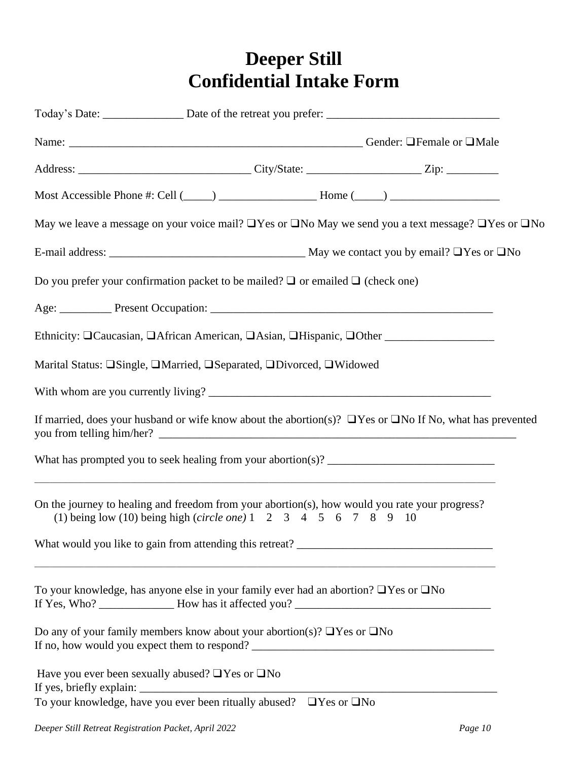# Deeper Still
# Confidential Intake Form

Today's Date: ______________ Date of the retreat you prefer: ______________________________

Name: ____________________________________________________ Gender: ❑Female or ❑Male

Address: ______________________________ City/State: ____________________ Zip: _________

Most Accessible Phone #: Cell (_____) _________________ Home (_____) ___________________

May we leave a message on your voice mail? ❑Yes or ❑No May we send you a text message? ❑Yes or ❑No

E-mail address: __________________________________ May we contact you by email? ❑Yes or ❑No

Do you prefer your confirmation packet to be mailed? ❑ or emailed ❑ (check one)

Age: _________ Present Occupation: ___________________________________________________

Ethnicity: ❑Caucasian, ❑African American, ❑Asian, ❑Hispanic, ❑Other ___________________

Marital Status: ❑Single, ❑Married, ❑Separated, ❑Divorced, ❑Widowed

With whom are you currently living? ___________________________________________________

If married, does your husband or wife know about the abortion(s)? ❑Yes or ❑No If No, what has prevented you from telling him/her? _________________________________________________________________

What has prompted you to seek healing from your abortion(s)? _____________________________

_________________________________________________________________________________

On the journey to healing and freedom from your abortion(s), how would you rate your progress?
(1) being low (10) being high (*circle one*) 1 2 3 4 5 6 7 8 9 10

What would you like to gain from attending this retreat? __________________________________

_________________________________________________________________________________

To your knowledge, has anyone else in your family ever had an abortion? ❑Yes or ❑No
If Yes, Who? _____________ How has it affected you? __________________________________

Do any of your family members know about your abortion(s)? ❑Yes or ❑No
If no, how would you expect them to respond? __________________________________________

Have you ever been sexually abused? ❑Yes or ❑No
If yes, briefly explain: ____________________________________________________________________
To your knowledge, have you ever been ritually abused? ❑Yes or ❑No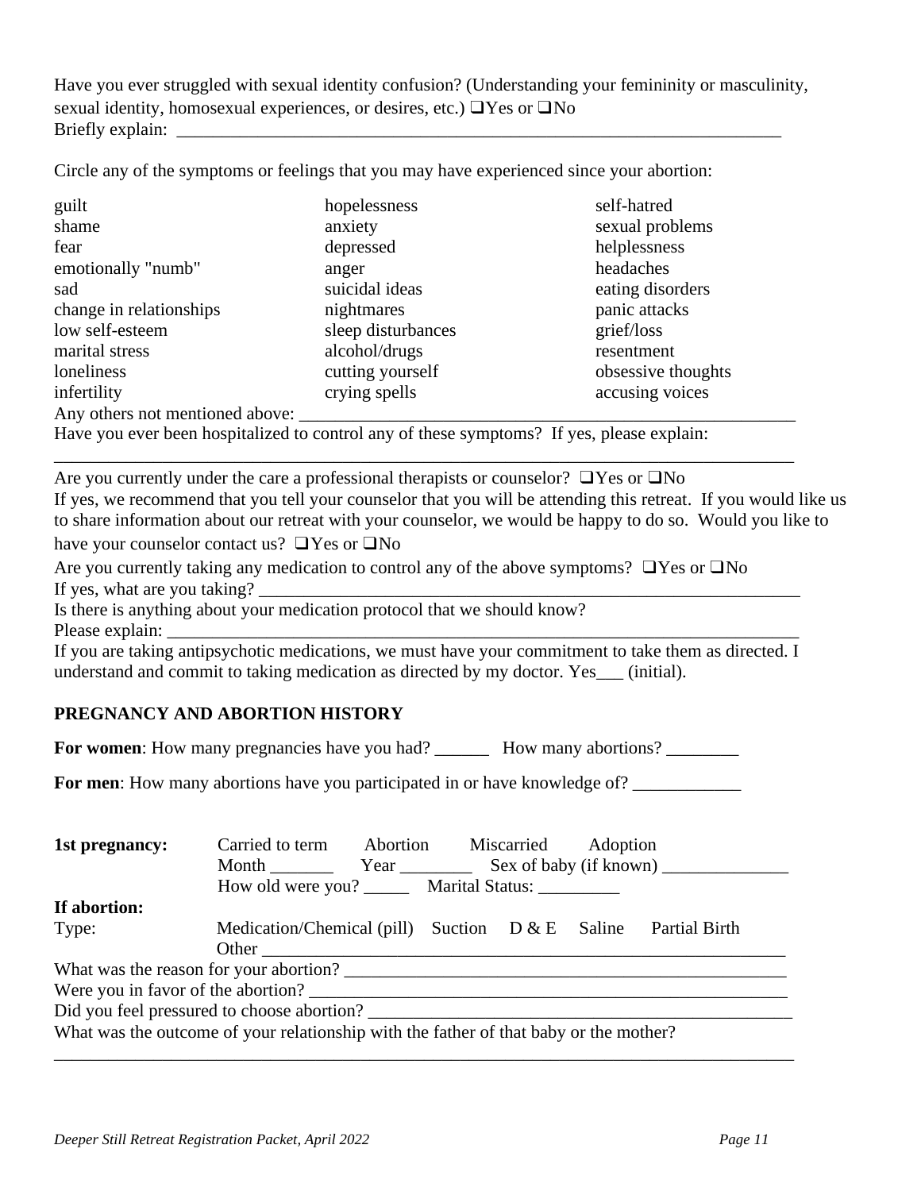Have you ever struggled with sexual identity confusion? (Understanding your femininity or masculinity, sexual identity, homosexual experiences, or desires, etc.) ❑Yes or ❑No
Briefly explain: _______________________________________________________________________

Circle any of the symptoms or feelings that you may have experienced since your abortion:

| | | |
|---|---|---|
| guilt | hopelessness | self-hatred |
| shame | anxiety | sexual problems |
| fear | depressed | helplessness |
| emotionally "numb" | anger | headaches |
| sad | suicidal ideas | eating disorders |
| change in relationships | nightmares | panic attacks |
| low self-esteem | sleep disturbances | grief/loss |
| marital stress | alcohol/drugs | resentment |
| loneliness | cutting yourself | obsessive thoughts |
| infertility | crying spells | accusing voices |

Any others not mentioned above: _______________________________________________________
Have you ever been hospitalized to control any of these symptoms? If yes, please explain:
_____________________________________________________________________________________

Are you currently under the care a professional therapists or counselor? ❑Yes or ❑No
If yes, we recommend that you tell your counselor that you will be attending this retreat. If you would like us to share information about our retreat with your counselor, we would be happy to do so. Would you like to have your counselor contact us? ❑Yes or ❑No

Are you currently taking any medication to control any of the above symptoms? ❑Yes or ❑No
If yes, what are you taking? _____________________________________________________________
Is there is anything about your medication protocol that we should know?
Please explain: _________________________________________________________________________
If you are taking antipsychotic medications, we must have your commitment to take them as directed. I understand and commit to taking medication as directed by my doctor. Yes___ (initial).

## PREGNANCY AND ABORTION HISTORY

**For women**: How many pregnancies have you had? ______ How many abortions? ________

**For men**: How many abortions have you participated in or have knowledge of? ____________

**1st pregnancy:** Carried to term Abortion Miscarried Adoption
Month _______ Year ________ Sex of baby (if known) ______________
How old were you? _____ Marital Status: _________

**If abortion:**
Type: Medication/Chemical (pill) Suction D & E Saline Partial Birth
Other ______________________________________________________________
What was the reason for your abortion? ____________________________________________________
Were you in favor of the abortion? _______________________________________________________
Did you feel pressured to choose abortion? _________________________________________________
What was the outcome of your relationship with the father of that baby or the mother?
_____________________________________________________________________________________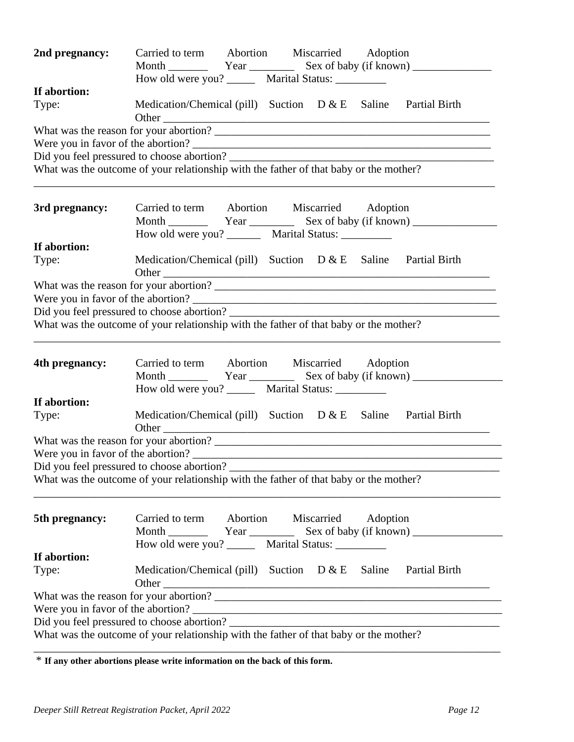**2nd pregnancy:** Carried to term Abortion Miscarried Adoption
Month _______ Year ________ Sex of baby (if known) ______________
How old were you? _____ Marital Status: _________

**If abortion:**
Type: Medication/Chemical (pill) Suction D & E Saline Partial Birth
Other ___________________________________________________________

What was the reason for your abortion? ___________________________________________________
Were you in favor of the abortion? _______________________________________________________
Did you feel pressured to choose abortion? ________________________________________________
What was the outcome of your relationship with the father of that baby or the mother?
_____________________________________________________________________________________

**3rd pregnancy:** Carried to term Abortion Miscarried Adoption
Month _______ Year ________ Sex of baby (if known) _______________
How old were you? ______ Marital Status: _________

**If abortion:**
Type: Medication/Chemical (pill) Suction D & E Saline Partial Birth
Other ___________________________________________________________

What was the reason for your abortion? ____________________________________________________
Were you in favor of the abortion? ________________________________________________________
Did you feel pressured to choose abortion? _________________________________________________
What was the outcome of your relationship with the father of that baby or the mother?
______________________________________________________________________________________

**4th pregnancy:** Carried to term Abortion Miscarried Adoption
Month _______ Year ________ Sex of baby (if known) ________________
How old were you? _____ Marital Status: _________

**If abortion:**
Type: Medication/Chemical (pill) Suction D & E Saline Partial Birth
Other ___________________________________________________________

What was the reason for your abortion? _____________________________________________________
Were you in favor of the abortion? _________________________________________________________
Did you feel pressured to choose abortion? __________________________________________________
What was the outcome of your relationship with the father of that baby or the mother?
______________________________________________________________________________________

**5th pregnancy:** Carried to term Abortion Miscarried Adoption
Month _______ Year ________ Sex of baby (if known) ________________
How old were you? _____ Marital Status: _________

**If abortion:**
Type: Medication/Chemical (pill) Suction D & E Saline Partial Birth
Other ___________________________________________________________

What was the reason for your abortion? _____________________________________________________
Were you in favor of the abortion? _________________________________________________________
Did you feel pressured to choose abortion? __________________________________________________
What was the outcome of your relationship with the father of that baby or the mother?
______________________________________________________________________________________

* **If any other abortions please write information on the back of this form.**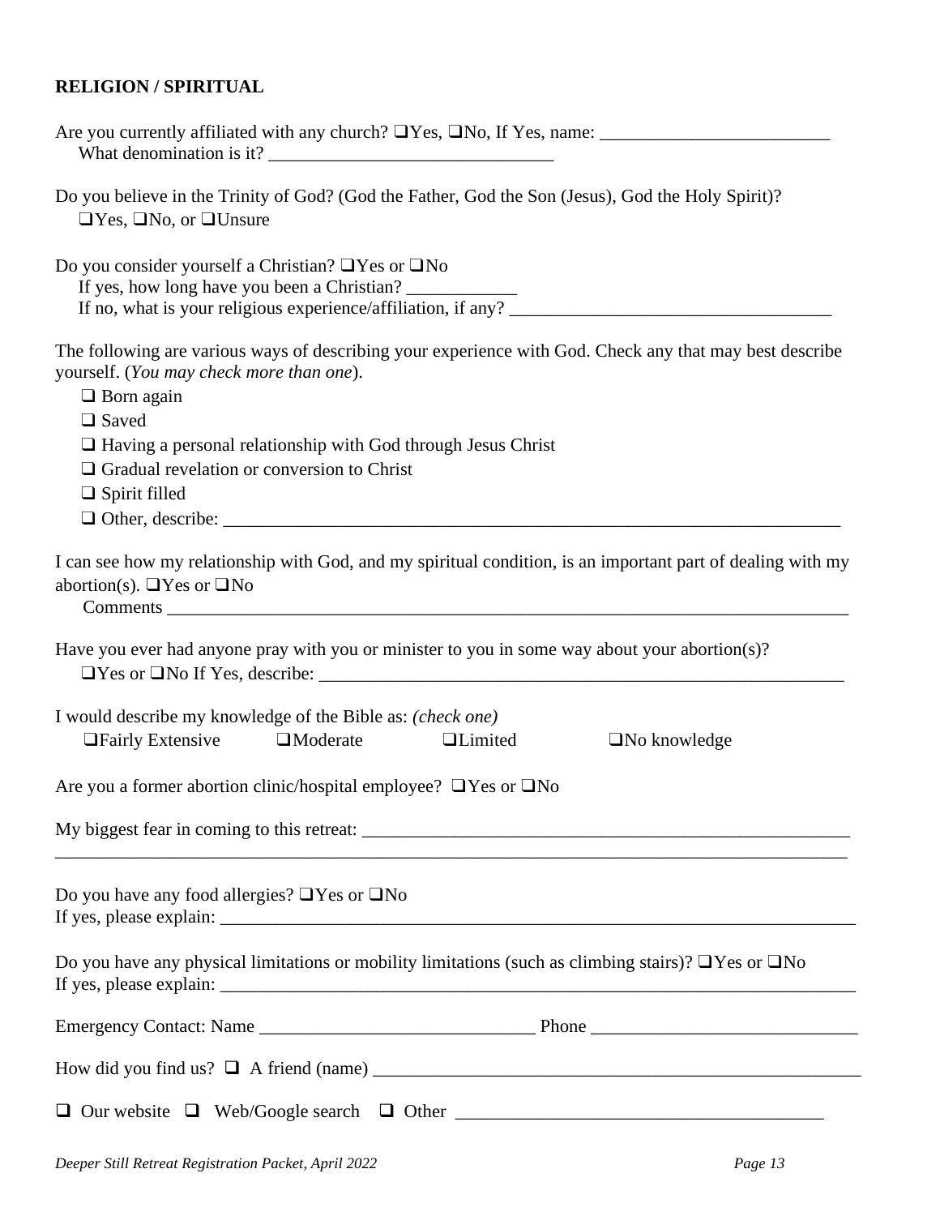**RELIGION / SPIRITUAL**

Are you currently affiliated with any church? ❑Yes, ❑No, If Yes, name: _________________________
What denomination is it? _______________________________

Do you believe in the Trinity of God? (God the Father, God the Son (Jesus), God the Holy Spirit)?
❑Yes, ❑No, or ❑Unsure

Do you consider yourself a Christian? ❑Yes or ❑No
If yes, how long have you been a Christian? ____________
If no, what is your religious experience/affiliation, if any? ___________________________________

The following are various ways of describing your experience with God. Check any that may best describe yourself. (*You may check more than one*).

- ❑ Born again
- ❑ Saved
- ❑ Having a personal relationship with God through Jesus Christ
- ❑ Gradual revelation or conversion to Christ
- ❑ Spirit filled
- ❑ Other, describe: ______________________________________________________________________

I can see how my relationship with God, and my spiritual condition, is an important part of dealing with my abortion(s). ❑Yes or ❑No
Comments ___________________________________________________________________________

Have you ever had anyone pray with you or minister to you in some way about your abortion(s)?
❑Yes or ❑No If Yes, describe: ____________________________________________________________

I would describe my knowledge of the Bible as: *(check one)*
❑Fairly Extensive ❑Moderate ❑Limited ❑No knowledge

Are you a former abortion clinic/hospital employee? ❑Yes or ❑No

My biggest fear in coming to this retreat: ______________________________________________________
_________________________________________________________________________________________

Do you have any food allergies? ❑Yes or ❑No
If yes, please explain: ___________________________________________________________________________

Do you have any physical limitations or mobility limitations (such as climbing stairs)? ❑Yes or ❑No
If yes, please explain: ___________________________________________________________________________

Emergency Contact: Name ______________________________ Phone _____________________________

How did you find us? ❑ A friend (name) _______________________________________________________

❑ Our website ❑ Web/Google search ❑ Other ________________________________________

*Deeper Still Retreat Registration Packet, April 2022*